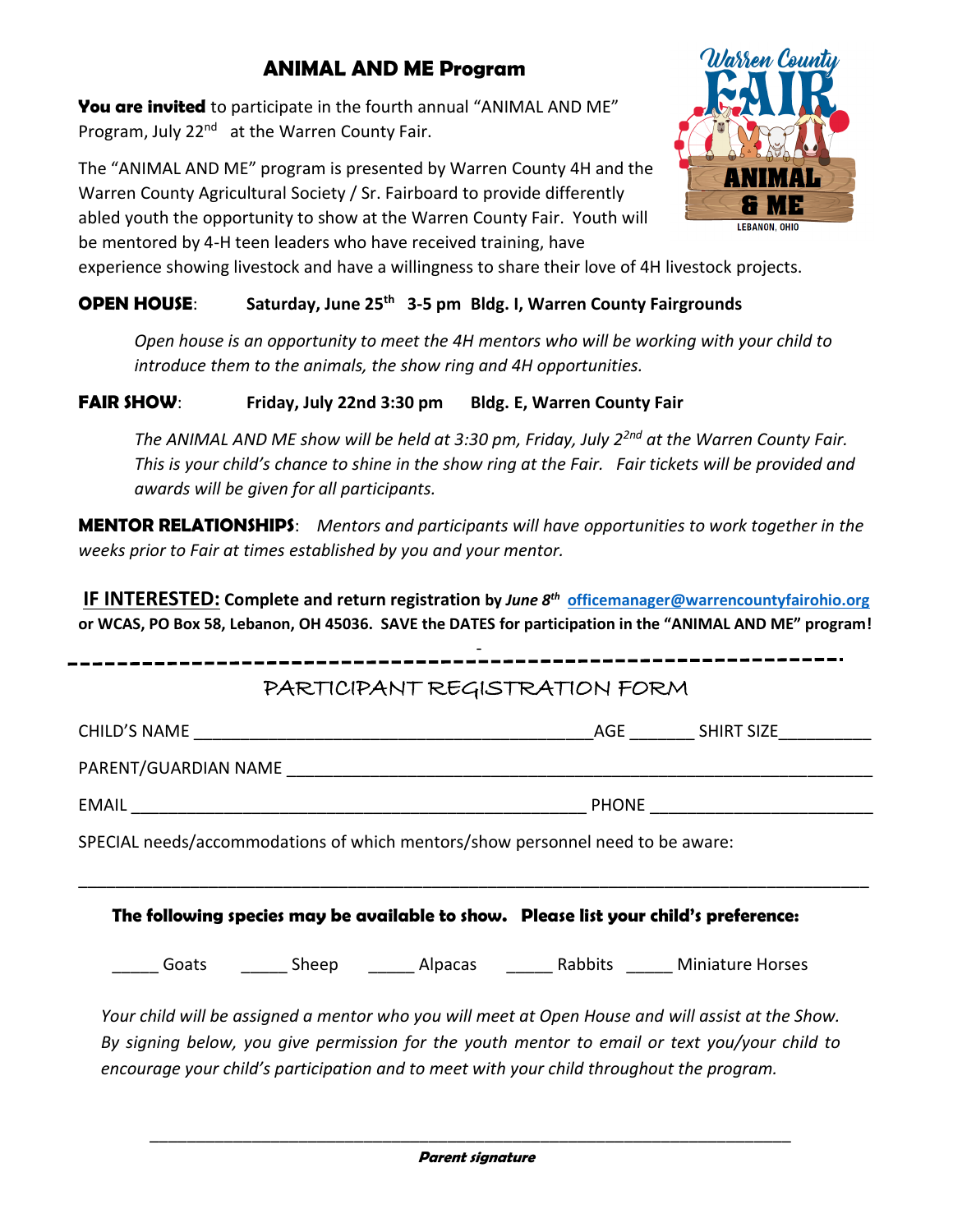# ANIMAL AND ME Program

**You are invited** to participate in the fourth annual "ANIMAL AND ME" Program, July 22nd at the Warren County Fair.

The "ANIMAL AND ME" program is presented by Warren County 4H and the Warren County Agricultural Society / Sr. Fairboard to provide differently abled youth the opportunity to show at the Warren County Fair. Youth will be mentored by 4-H teen leaders who have received training, have experience showing livestock and have a willingness to share their love of 4H livestock projects.

**OPEN HOUSE**: **Saturday, June 25th 3-5 pm Bldg. I, Warren County Fairgrounds**

*Open house is an opportunity to meet the 4H mentors who will be working with your child to introduce them to the animals, the show ring and 4H opportunities.*

**FAIR SHOW**: **Friday, July 22nd 3:30 pm Bldg. E, Warren County Fair**

*The ANIMAL AND ME show will be held at 3:30 pm, Friday, July 22nd at the Warren County Fair. This is your child's chance to shine in the show ring at the Fair. Fair tickets will be provided and awards will be given for all participants.*

**MENTOR RELATIONSHIPS**: *Mentors and participants will have opportunities to work together in the weeks prior to Fair at times established by you and your mentor.*

**IF INTERESTED: Complete and return registration by *June 8th* officemanager@warrencountyfairohio.org or WCAS, PO Box 58, Lebanon, OH 45036. SAVE the DATES for participation in the "ANIMAL AND ME" program!**

---

## PARTICIPANT REGISTRATION FORM

CHILD'S NAME ______________________________ AGE _______ SHIRT SIZE __________

PARENT/GUARDIAN NAME ______________________________________________

EMAIL ______________________________________ PHONE ______________________

SPECIAL needs/accommodations of which mentors/show personnel need to be aware:

______________________________________________________________________

**The following species may be available to show. Please list your child's preference:**

_____ Goats _____ Sheep _____ Alpacas _____ Rabbits _____ Miniature Horses

*Your child will be assigned a mentor who you will meet at Open House and will assist at the Show. By signing below, you give permission for the youth mentor to email or text you/your child to encourage your child's participation and to meet with your child throughout the program.*

______________________________________________________________________

***Parent signature***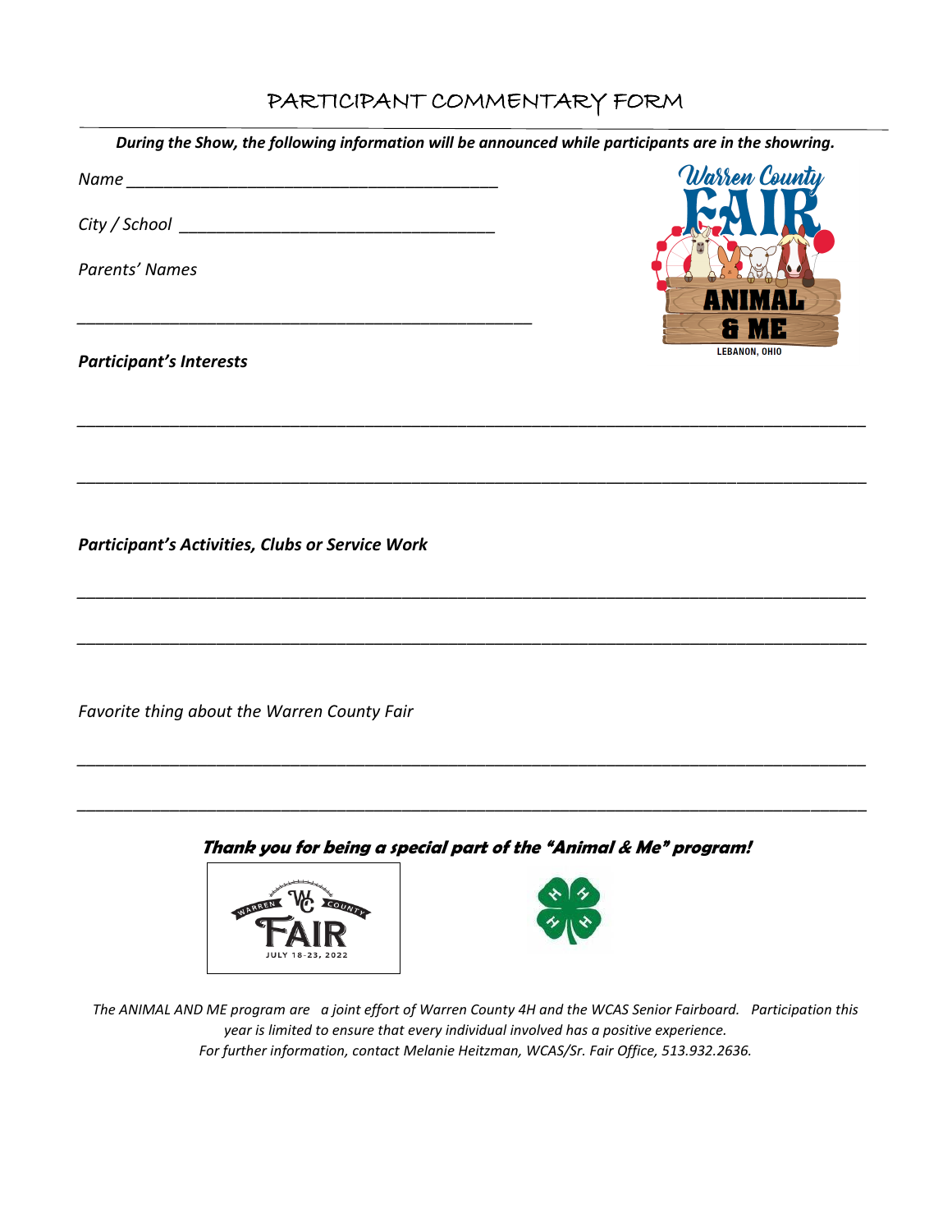# PARTICIPANT COMMENTARY FORM

***During the Show, the following information will be announced while participants are in the showring.***

*Name* ________________________________________

*City / School* __________________________________

*Parents' Names*

__________________________________________________

***Participant's Interests***

__________________________________________________________________________________

__________________________________________________________________________________

***Participant's Activities, Clubs or Service Work***

__________________________________________________________________________________

__________________________________________________________________________________

*Favorite thing about the Warren County Fair*

__________________________________________________________________________________

__________________________________________________________________________________

***Thank you for being a special part of the "Animal & Me" program!***

*The ANIMAL AND ME program are a joint effort of Warren County 4H and the WCAS Senior Fairboard. Participation this year is limited to ensure that every individual involved has a positive experience.*
*For further information, contact Melanie Heitzman, WCAS/Sr. Fair Office, 513.932.2636.*